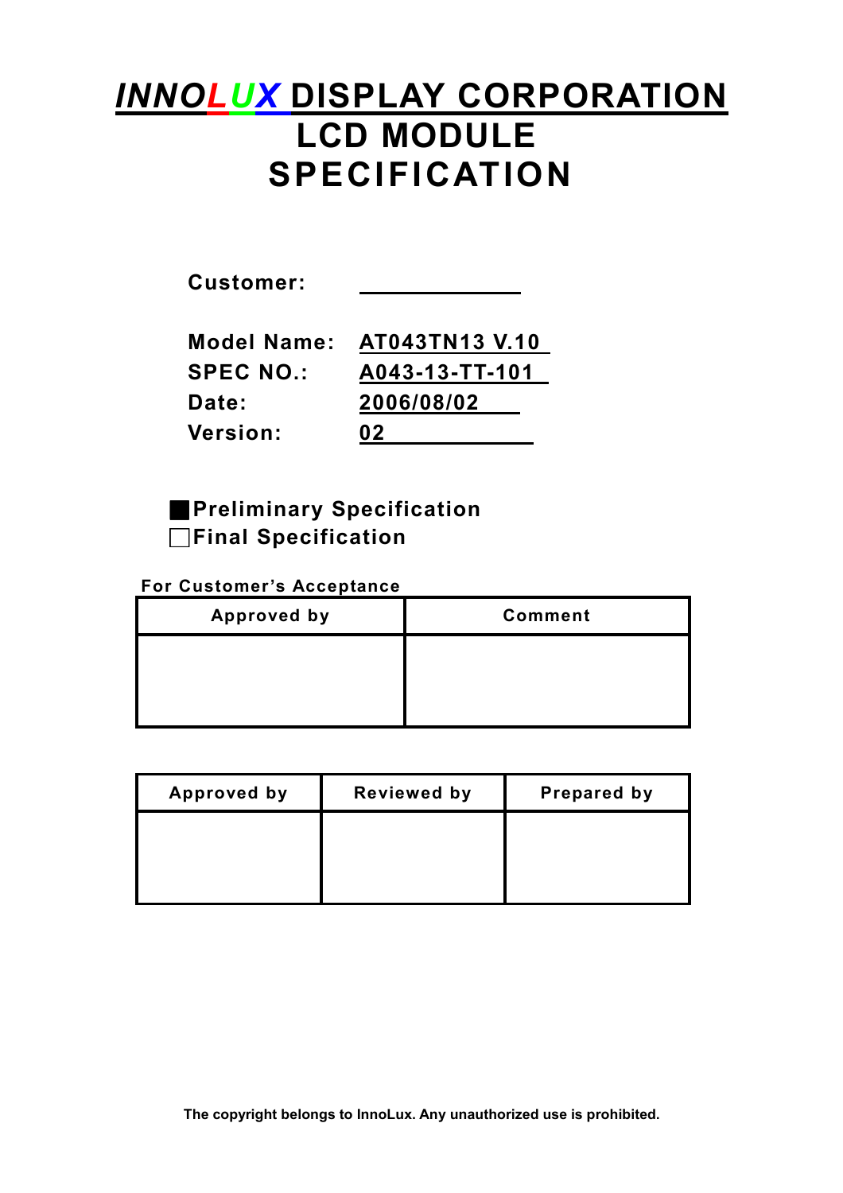# INNOLUX DISPLAY CORPORATION
# LCD MODULE SPECIFICATION

**Customer:** ____________

**Model Name:** AT043TN13 V.10

**SPEC NO.:** A043-13-TT-101

**Date:** 2006/08/02

**Version:** 02

■ **Preliminary Specification**

□ **Final Specification**

**For Customer's Acceptance**

| Approved by | Comment |
|---|---|
| | |

| Approved by | Reviewed by | Prepared by |
|---|---|---|
| | | |

**The copyright belongs to InnoLux. Any unauthorized use is prohibited.**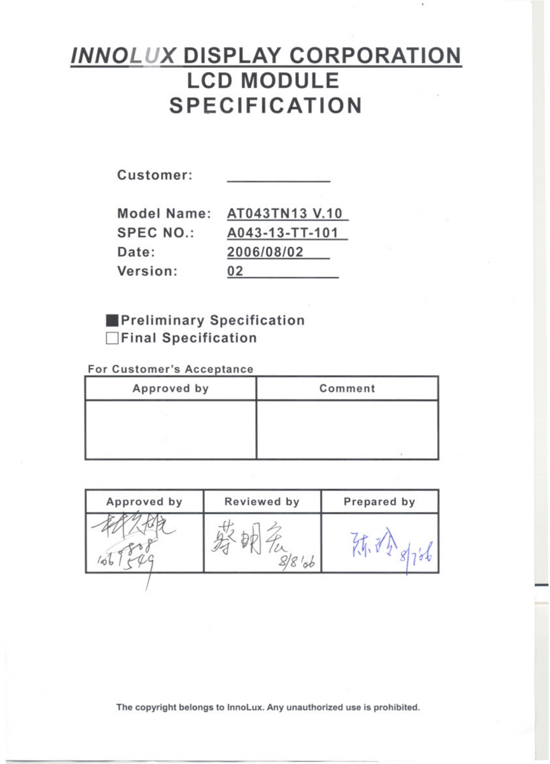# INNOLUX DISPLAY CORPORATION

# LCD MODULE SPECIFICATION

Customer: ____________

Model Name: AT043TN13 V.10

SPEC NO.: A043-13-TT-101

Date: 2006/08/02

Version: 02

■ Preliminary Specification

□ Final Specification

For Customer's Acceptance

| Approved by | Comment |
|---|---|
| | |

| Approved by | Reviewed by | Prepared by |
|---|---|---|
| 林久雄 2006.08 | 蔡明宏 8/8 '06 | 陈玲 8/7 '06 |

The copyright belongs to InnoLux. Any unauthorized use is prohibited.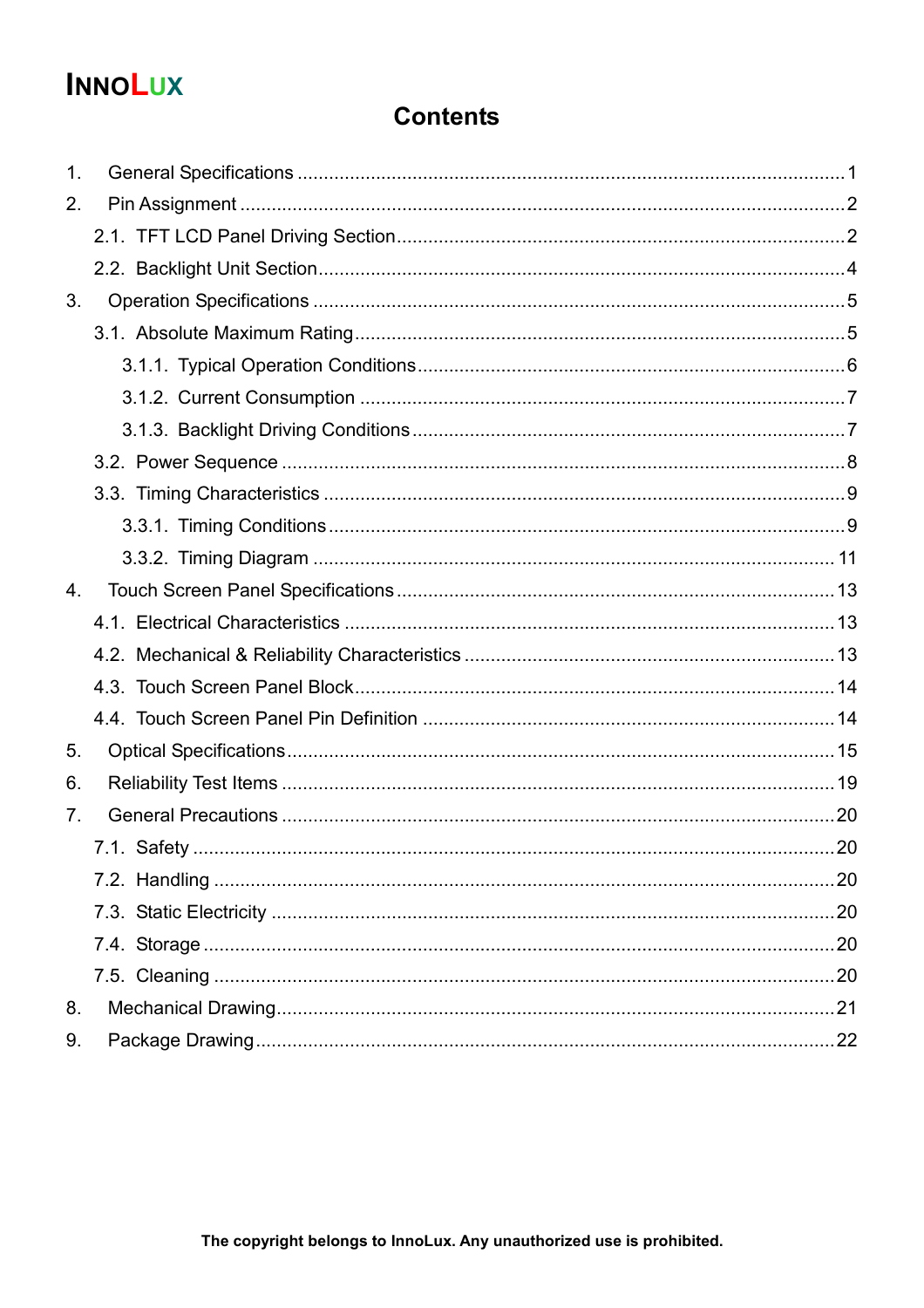# Contents

1. General Specifications .......... 1
2. Pin Assignment .......... 2
   - 2.1. TFT LCD Panel Driving Section .......... 2
   - 2.2. Backlight Unit Section .......... 4
3. Operation Specifications .......... 5
   - 3.1. Absolute Maximum Rating .......... 5
     - 3.1.1. Typical Operation Conditions .......... 6
     - 3.1.2. Current Consumption .......... 7
     - 3.1.3. Backlight Driving Conditions .......... 7
   - 3.2. Power Sequence .......... 8
   - 3.3. Timing Characteristics .......... 9
     - 3.3.1. Timing Conditions .......... 9
     - 3.3.2. Timing Diagram .......... 11
4. Touch Screen Panel Specifications .......... 13
   - 4.1. Electrical Characteristics .......... 13
   - 4.2. Mechanical & Reliability Characteristics .......... 13
   - 4.3. Touch Screen Panel Block .......... 14
   - 4.4. Touch Screen Panel Pin Definition .......... 14
5. Optical Specifications .......... 15
6. Reliability Test Items .......... 19
7. General Precautions .......... 20
   - 7.1. Safety .......... 20
   - 7.2. Handling .......... 20
   - 7.3. Static Electricity .......... 20
   - 7.4. Storage .......... 20
   - 7.5. Cleaning .......... 20
8. Mechanical Drawing .......... 21
9. Package Drawing .......... 22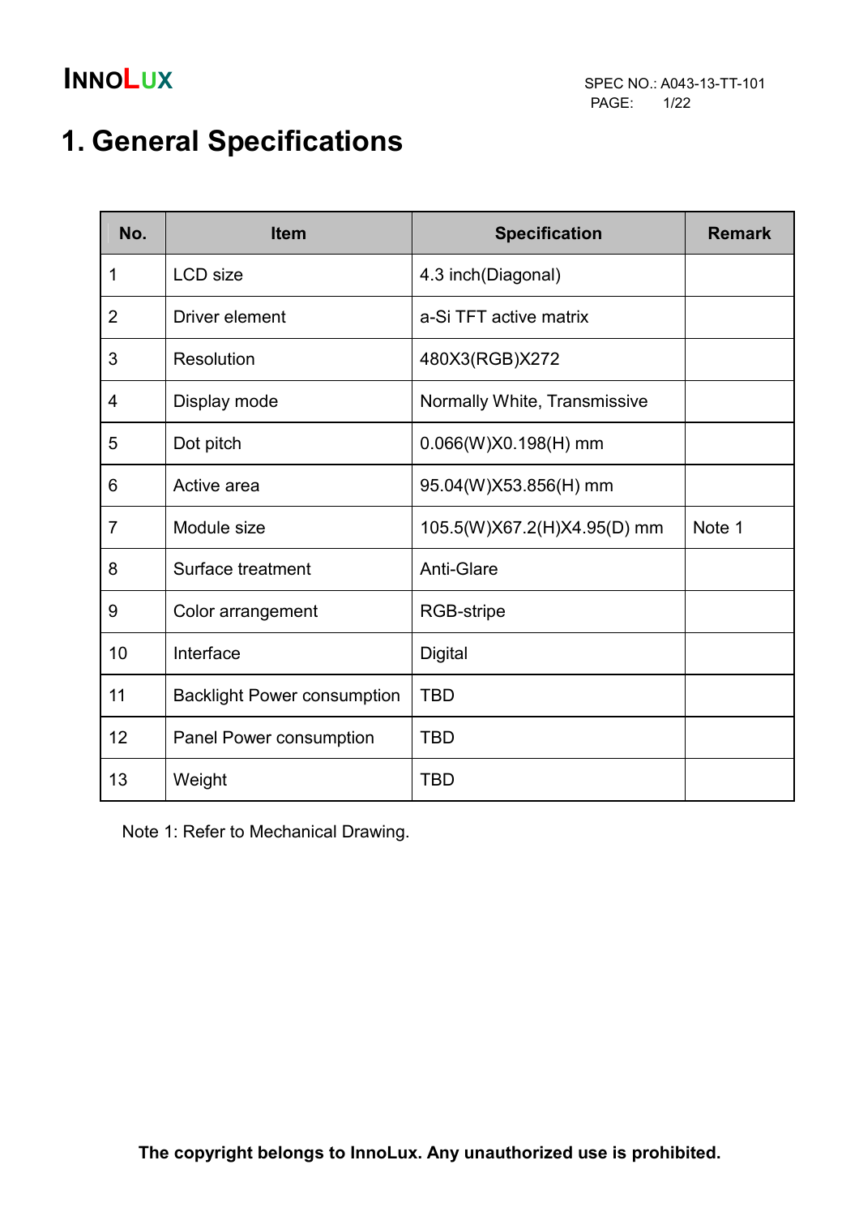# 1. General Specifications

| No. | Item | Specification | Remark |
|---|---|---|---|
| 1 | LCD size | 4.3 inch(Diagonal) | |
| 2 | Driver element | a-Si TFT active matrix | |
| 3 | Resolution | 480X3(RGB)X272 | |
| 4 | Display mode | Normally White, Transmissive | |
| 5 | Dot pitch | 0.066(W)X0.198(H) mm | |
| 6 | Active area | 95.04(W)X53.856(H) mm | |
| 7 | Module size | 105.5(W)X67.2(H)X4.95(D) mm | Note 1 |
| 8 | Surface treatment | Anti-Glare | |
| 9 | Color arrangement | RGB-stripe | |
| 10 | Interface | Digital | |
| 11 | Backlight Power consumption | TBD | |
| 12 | Panel Power consumption | TBD | |
| 13 | Weight | TBD | |

Note 1: Refer to Mechanical Drawing.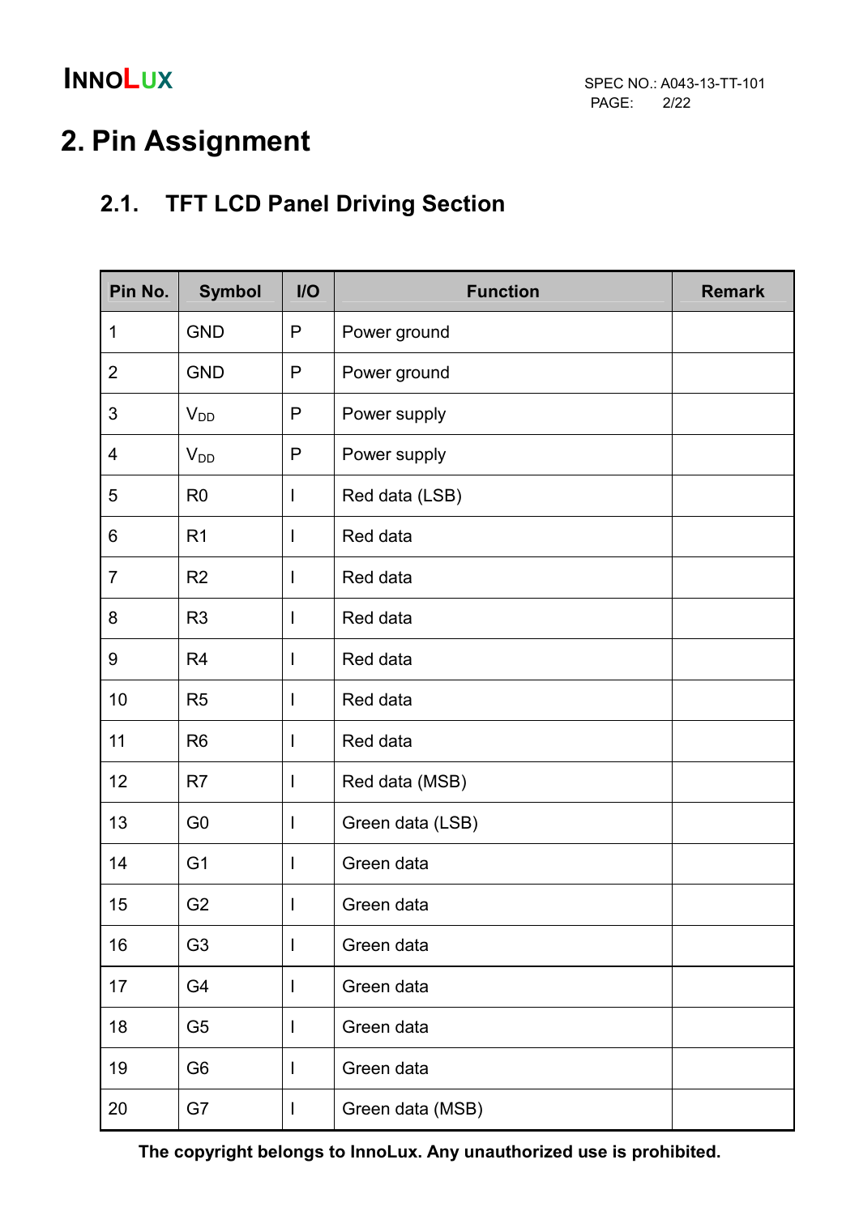# 2. Pin Assignment

## 2.1. TFT LCD Panel Driving Section

| Pin No. | Symbol | I/O | Function | Remark |
|---|---|---|---|---|
| 1 | GND | P | Power ground | |
| 2 | GND | P | Power ground | |
| 3 | $V_{DD}$ | P | Power supply | |
| 4 | $V_{DD}$ | P | Power supply | |
| 5 | R0 | I | Red data (LSB) | |
| 6 | R1 | I | Red data | |
| 7 | R2 | I | Red data | |
| 8 | R3 | I | Red data | |
| 9 | R4 | I | Red data | |
| 10 | R5 | I | Red data | |
| 11 | R6 | I | Red data | |
| 12 | R7 | I | Red data (MSB) | |
| 13 | G0 | I | Green data (LSB) | |
| 14 | G1 | I | Green data | |
| 15 | G2 | I | Green data | |
| 16 | G3 | I | Green data | |
| 17 | G4 | I | Green data | |
| 18 | G5 | I | Green data | |
| 19 | G6 | I | Green data | |
| 20 | G7 | I | Green data (MSB) | |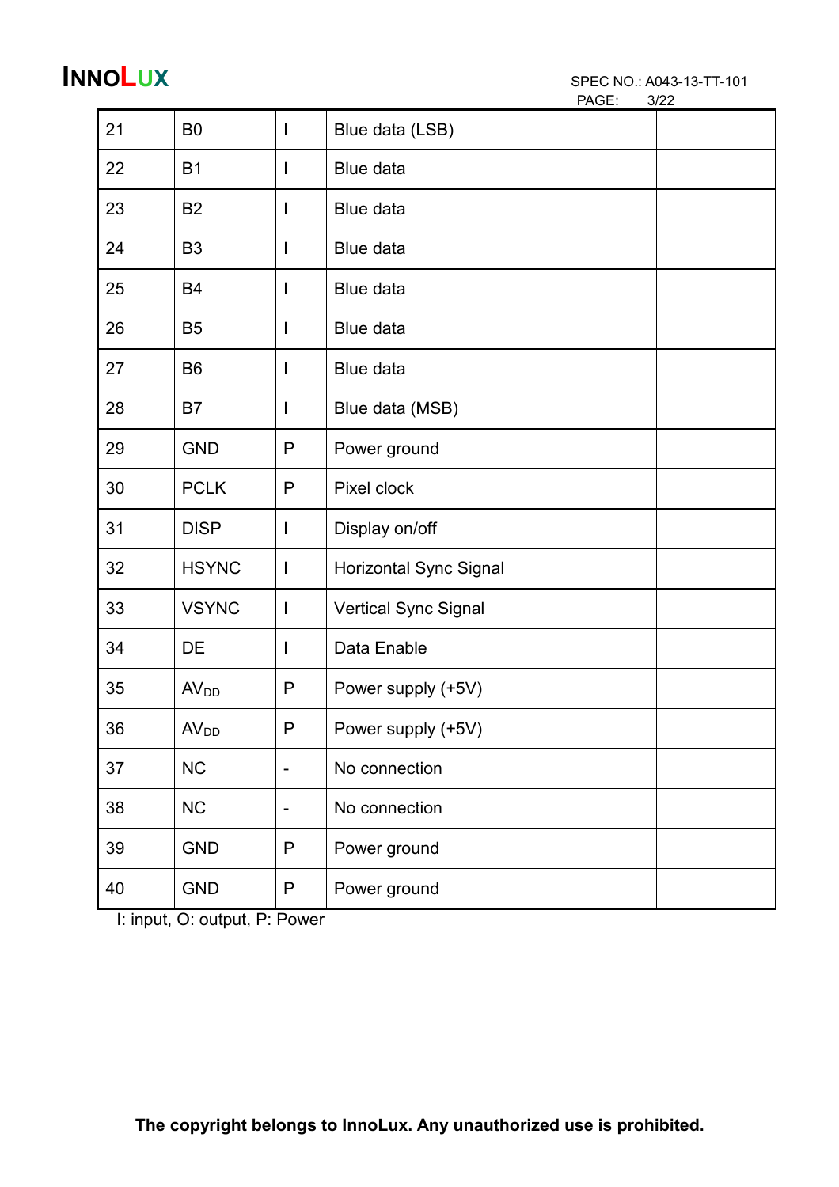| 21 | B0 | I | Blue data (LSB) | |
|---|---|---|---|---|
| 22 | B1 | I | Blue data | |
| 23 | B2 | I | Blue data | |
| 24 | B3 | I | Blue data | |
| 25 | B4 | I | Blue data | |
| 26 | B5 | I | Blue data | |
| 27 | B6 | I | Blue data | |
| 28 | B7 | I | Blue data (MSB) | |
| 29 | GND | P | Power ground | |
| 30 | PCLK | P | Pixel clock | |
| 31 | DISP | I | Display on/off | |
| 32 | HSYNC | I | Horizontal Sync Signal | |
| 33 | VSYNC | I | Vertical Sync Signal | |
| 34 | DE | I | Data Enable | |
| 35 | $AV_{DD}$ | P | Power supply (+5V) | |
| 36 | $AV_{DD}$ | P | Power supply (+5V) | |
| 37 | NC | - | No connection | |
| 38 | NC | - | No connection | |
| 39 | GND | P | Power ground | |
| 40 | GND | P | Power ground | |

I: input, O: output, P: Power

**The copyright belongs to InnoLux. Any unauthorized use is prohibited.**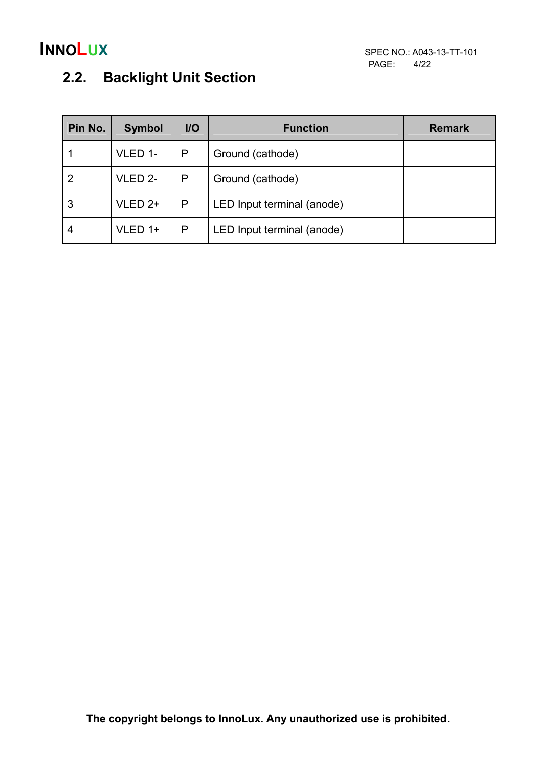## 2.2. Backlight Unit Section

| Pin No. | Symbol | I/O | Function | Remark |
|---|---|---|---|---|
| 1 | VLED 1- | P | Ground (cathode) | |
| 2 | VLED 2- | P | Ground (cathode) | |
| 3 | VLED 2+ | P | LED Input terminal (anode) | |
| 4 | VLED 1+ | P | LED Input terminal (anode) | |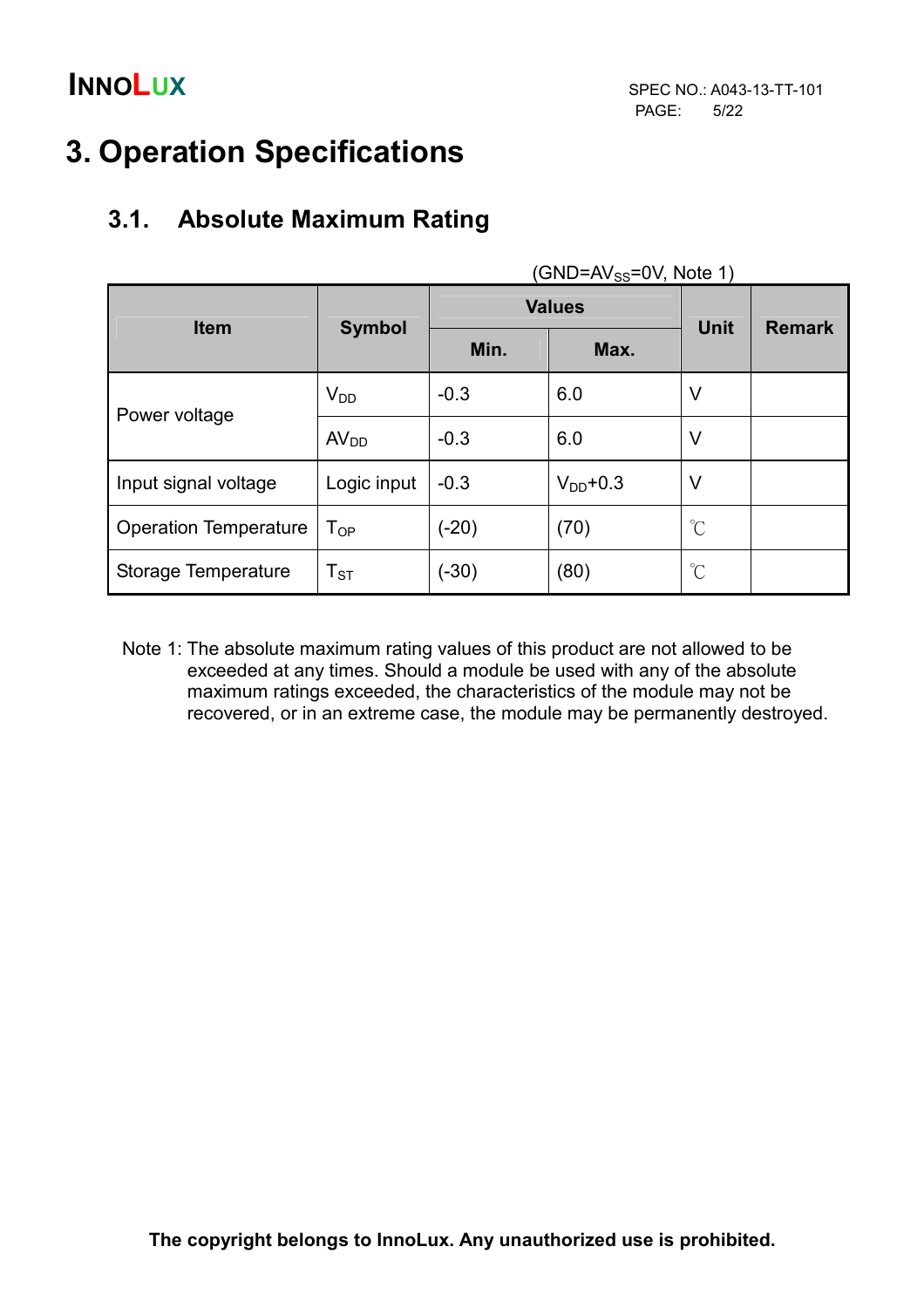# 3. Operation Specifications

## 3.1. Absolute Maximum Rating

(GND=$AV_{SS}$=0V, Note 1)

| Item | Symbol | Values | | Unit | Remark |
|---|---|---|---|---|---|
| | | Min. | Max. | | |
| Power voltage | $V_{DD}$ | -0.3 | 6.0 | V | |
| | $AV_{DD}$ | -0.3 | 6.0 | V | |
| Input signal voltage | Logic input | -0.3 | $V_{DD}$+0.3 | V | |
| Operation Temperature | $T_{OP}$ | (-20) | (70) | ℃ | |
| Storage Temperature | $T_{ST}$ | (-30) | (80) | ℃ | |

Note 1: The absolute maximum rating values of this product are not allowed to be exceeded at any times. Should a module be used with any of the absolute maximum ratings exceeded, the characteristics of the module may not be recovered, or in an extreme case, the module may be permanently destroyed.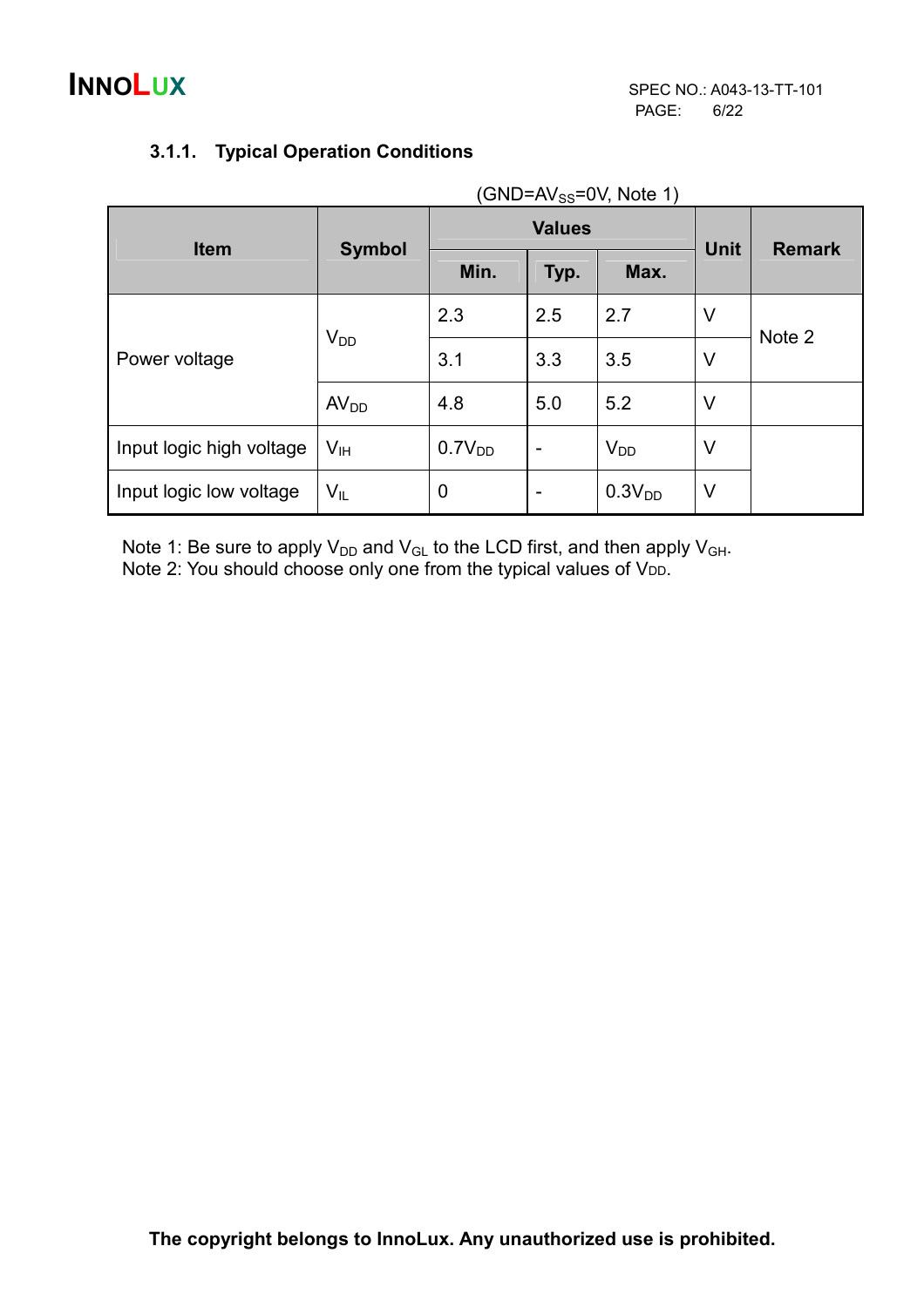### 3.1.1. Typical Operation Conditions

($GND=AV_{SS}=0V$, Note 1)

| Item | Symbol | Values | | | Unit | Remark |
|---|---|---|---|---|---|---|
| | | Min. | Typ. | Max. | | |
| Power voltage | $V_{DD}$ | 2.3 | 2.5 | 2.7 | V | Note 2 |
| | | 3.1 | 3.3 | 3.5 | V | |
| | $AV_{DD}$ | 4.8 | 5.0 | 5.2 | V | |
| Input logic high voltage | $V_{IH}$ | $0.7V_{DD}$ | - | $V_{DD}$ | V | |
| Input logic low voltage | $V_{IL}$ | 0 | - | $0.3V_{DD}$ | V | |

Note 1: Be sure to apply $V_{DD}$ and $V_{GL}$ to the LCD first, and then apply $V_{GH}$.
Note 2: You should choose only one from the typical values of $V_{DD}$.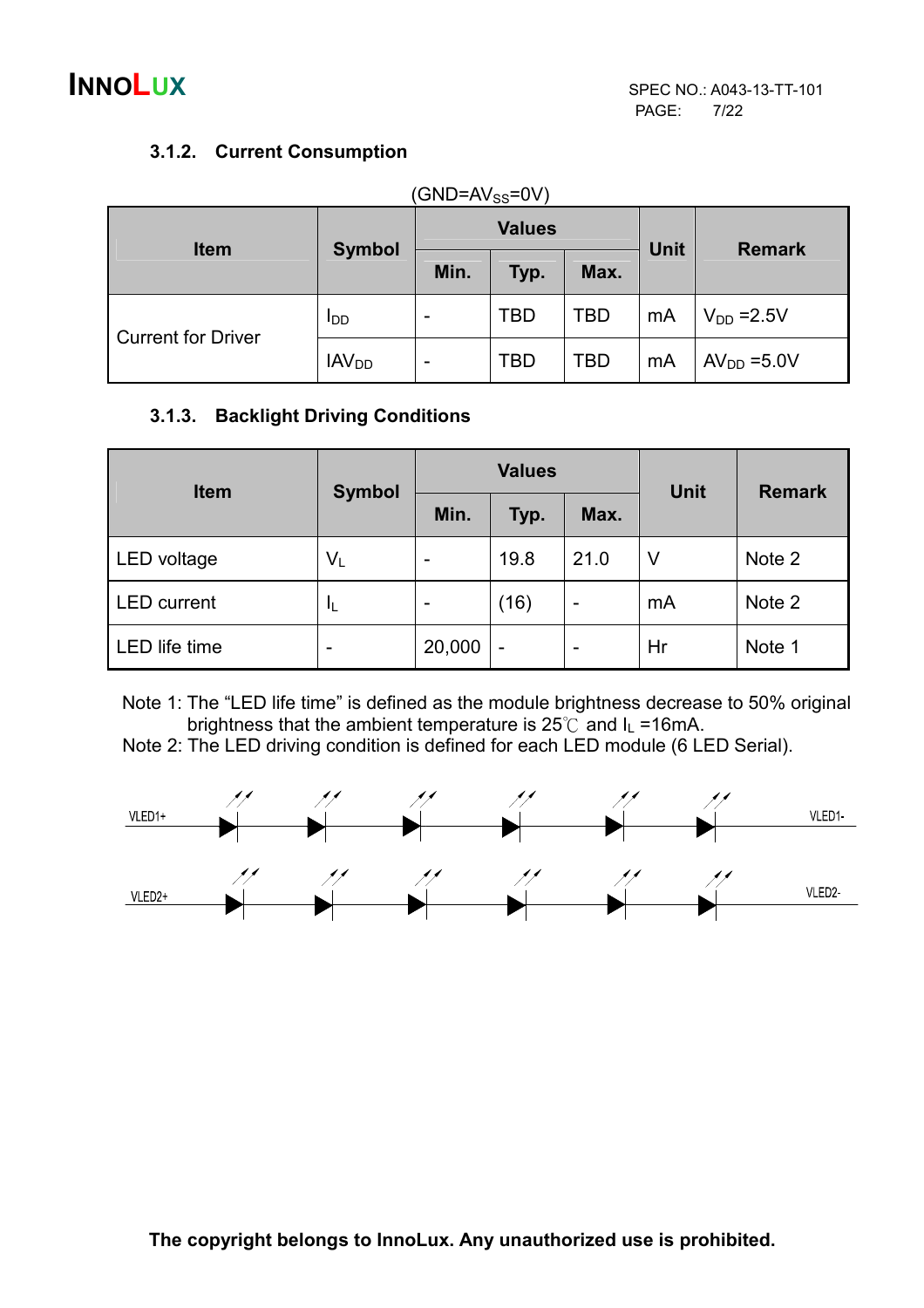### 3.1.2. Current Consumption

(GND=$AV_{SS}$=0V)

| Item | Symbol | Values | | | Unit | Remark |
|---|---|---|---|---|---|---|
| | | Min. | Typ. | Max. | | |
| Current for Driver | $I_{DD}$ | - | TBD | TBD | mA | $V_{DD}$ =2.5V |
| | $IAV_{DD}$ | - | TBD | TBD | mA | $AV_{DD}$ =5.0V |

### 3.1.3. Backlight Driving Conditions

| Item | Symbol | Values | | | Unit | Remark |
|---|---|---|---|---|---|---|
| | | Min. | Typ. | Max. | | |
| LED voltage | $V_L$ | - | 19.8 | 21.0 | V | Note 2 |
| LED current | $I_L$ | - | (16) | - | mA | Note 2 |
| LED life time | - | 20,000 | - | - | Hr | Note 1 |

Note 1: The “LED life time” is defined as the module brightness decrease to 50% original brightness that the ambient temperature is 25℃ and $I_L$ =16mA.

Note 2: The LED driving condition is defined for each LED module (6 LED Serial).

VLED1+ VLED1-

VLED2+ VLED2-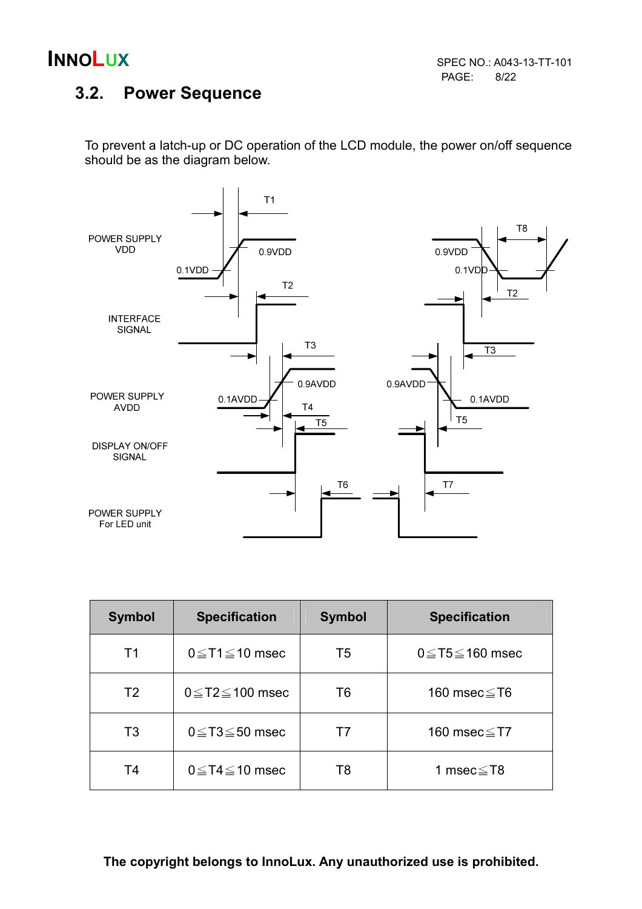## 3.2. Power Sequence

To prevent a latch-up or DC operation of the LCD module, the power on/off sequence should be as the diagram below.

POWER SUPPLY VDD

INTERFACE SIGNAL

POWER SUPPLY AVDD

DISPLAY ON/OFF SIGNAL

POWER SUPPLY For LED unit

T1 T2 T3 T4 T5 T6 T7 T8

0.1VDD 0.9VDD 0.1AVDD 0.9AVDD

| Symbol | Specification | Symbol | Specification |
|---|---|---|---|
| T1 | 0≦T1≦10 msec | T5 | 0≦T5≦160 msec |
| T2 | 0≦T2≦100 msec | T6 | 160 msec≦T6 |
| T3 | 0≦T3≦50 msec | T7 | 160 msec≦T7 |
| T4 | 0≦T4≦10 msec | T8 | 1 msec≦T8 |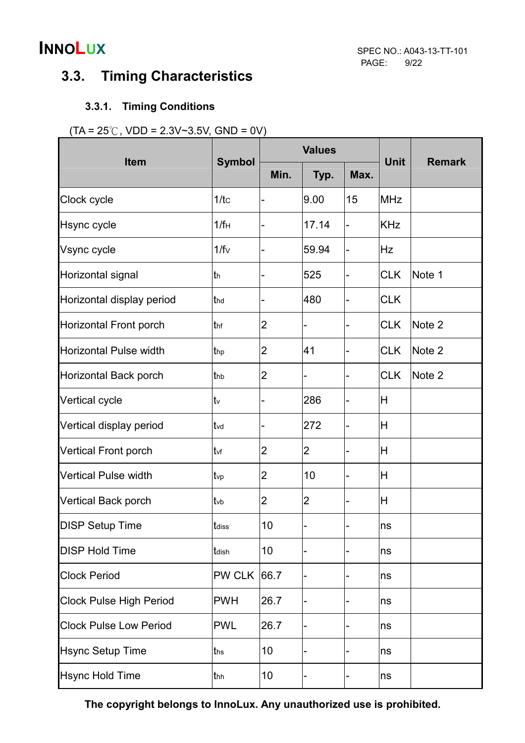## 3.3. Timing Characteristics

### 3.3.1. Timing Conditions

(TA = 25℃, VDD = 2.3V~3.5V, GND = 0V)

| Item | Symbol | Values | | | Unit | Remark |
|---|---|---|---|---|---|---|
| | | Min. | Typ. | Max. | | |
| Clock cycle | $1/t_C$ | - | 9.00 | 15 | MHz | |
| Hsync cycle | $1/f_H$ | - | 17.14 | - | KHz | |
| Vsync cycle | $1/f_V$ | - | 59.94 | - | Hz | |
| Horizontal signal | $t_h$ | - | 525 | - | CLK | Note 1 |
| Horizontal display period | $t_{hd}$ | - | 480 | - | CLK | |
| Horizontal Front porch | $t_{hf}$ | 2 | - | - | CLK | Note 2 |
| Horizontal Pulse width | $t_{hp}$ | 2 | 41 | - | CLK | Note 2 |
| Horizontal Back porch | $t_{hb}$ | 2 | - | - | CLK | Note 2 |
| Vertical cycle | $t_v$ | - | 286 | - | H | |
| Vertical display period | $t_{vd}$ | - | 272 | - | H | |
| Vertical Front porch | $t_{vf}$ | 2 | 2 | - | H | |
| Vertical Pulse width | $t_{vp}$ | 2 | 10 | - | H | |
| Vertical Back porch | $t_{vb}$ | 2 | 2 | - | H | |
| DISP Setup Time | $t_{diss}$ | 10 | - | - | ns | |
| DISP Hold Time | $t_{dish}$ | 10 | - | - | ns | |
| Clock Period | PW CLK | 66.7 | - | - | ns | |
| Clock Pulse High Period | PWH | 26.7 | - | - | ns | |
| Clock Pulse Low Period | PWL | 26.7 | - | - | ns | |
| Hsync Setup Time | $t_{hs}$ | 10 | - | - | ns | |
| Hsync Hold Time | $t_{hh}$ | 10 | - | - | ns | |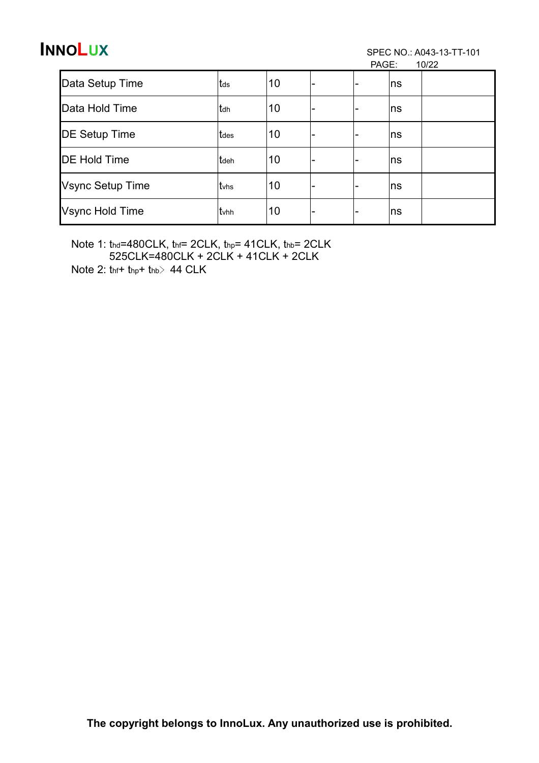| Data Setup Time | $t_{ds}$ | 10 | - | - | ns | |
|---|---|---|---|---|---|---|
| Data Hold Time | $t_{dh}$ | 10 | - | - | ns | |
| DE Setup Time | $t_{des}$ | 10 | - | - | ns | |
| DE Hold Time | $t_{deh}$ | 10 | - | - | ns | |
| Vsync Setup Time | $t_{vhs}$ | 10 | - | - | ns | |
| Vsync Hold Time | $t_{vhh}$ | 10 | - | - | ns | |

Note 1: $t_{hd}$=480CLK, $t_{hf}$= 2CLK, $t_{hp}$= 41CLK, $t_{hb}$= 2CLK
525CLK=480CLK + 2CLK + 41CLK + 2CLK

Note 2: $t_{hf}$+ $t_{hp}$+ $t_{hb}$ > 44 CLK

**The copyright belongs to InnoLux. Any unauthorized use is prohibited.**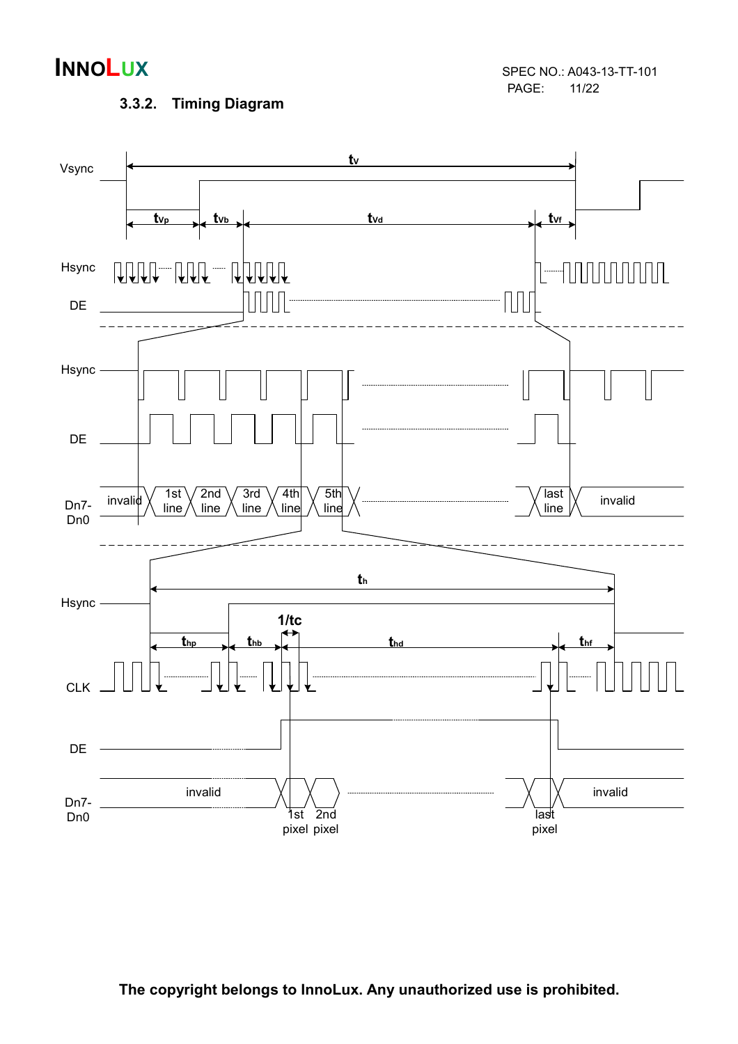### 3.3.2. Timing Diagram

Vsync

$t_v$

$t_{vp}$ $t_{vb}$ $t_{vd}$ $t_{vf}$

Hsync

DE

Hsync

DE

Dn7-Dn0

invalid 1st line 2nd line 3rd line 4th line 5th line last line invalid

Hsync

$t_h$

$1/t_c$

$t_{hp}$ $t_{hb}$ $t_{hd}$ $t_{hf}$

CLK

DE

Dn7-Dn0

invalid 1st pixel 2nd pixel last pixel invalid

**The copyright belongs to InnoLux. Any unauthorized use is prohibited.**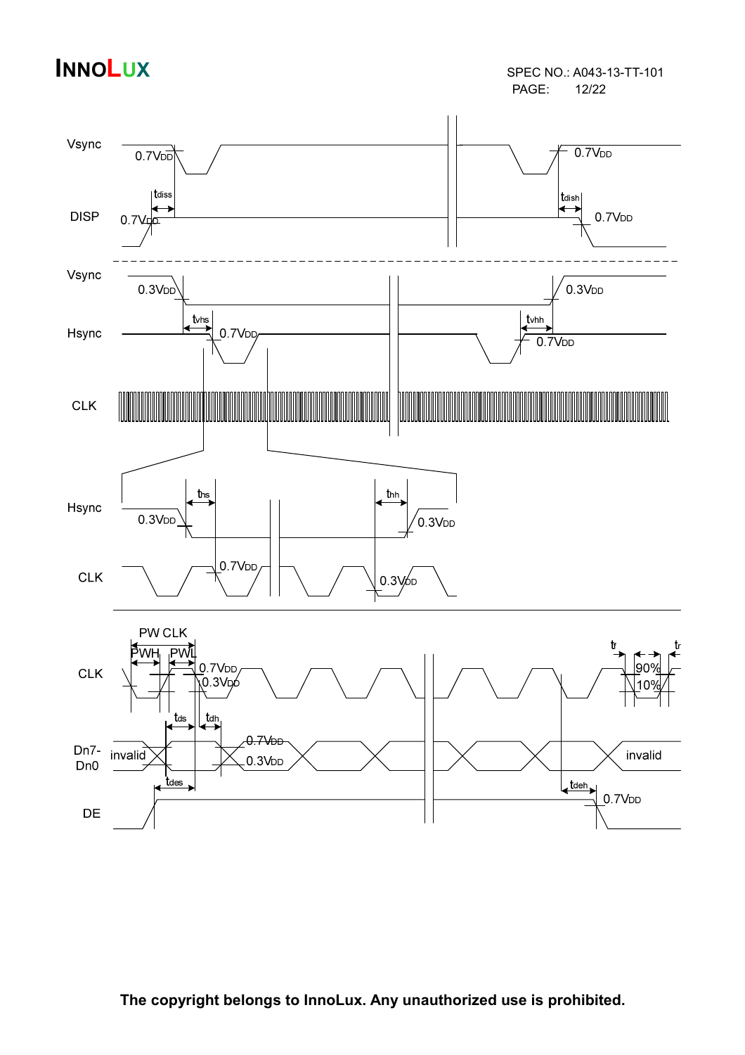Vsync

0.7VDD

tdiss

DISP

0.7VDD

0.7VDD

tdish

0.7VDD

Vsync

0.3VDD

tvhs

Hsync

0.7VDD

0.3VDD

tvhh

0.7VDD

CLK

Hsync

ths

0.3VDD

thh

0.3VDD

CLK

0.7VDD

0.3VDD

PW CLK

PWH

PWL

CLK

0.7VDD

0.3VDD

tf

tr

90%

10%

tds

tdh

Dn7-Dn0

invalid

0.7VDD

0.3VDD

invalid

tdes

tdeh

DE

0.7VDD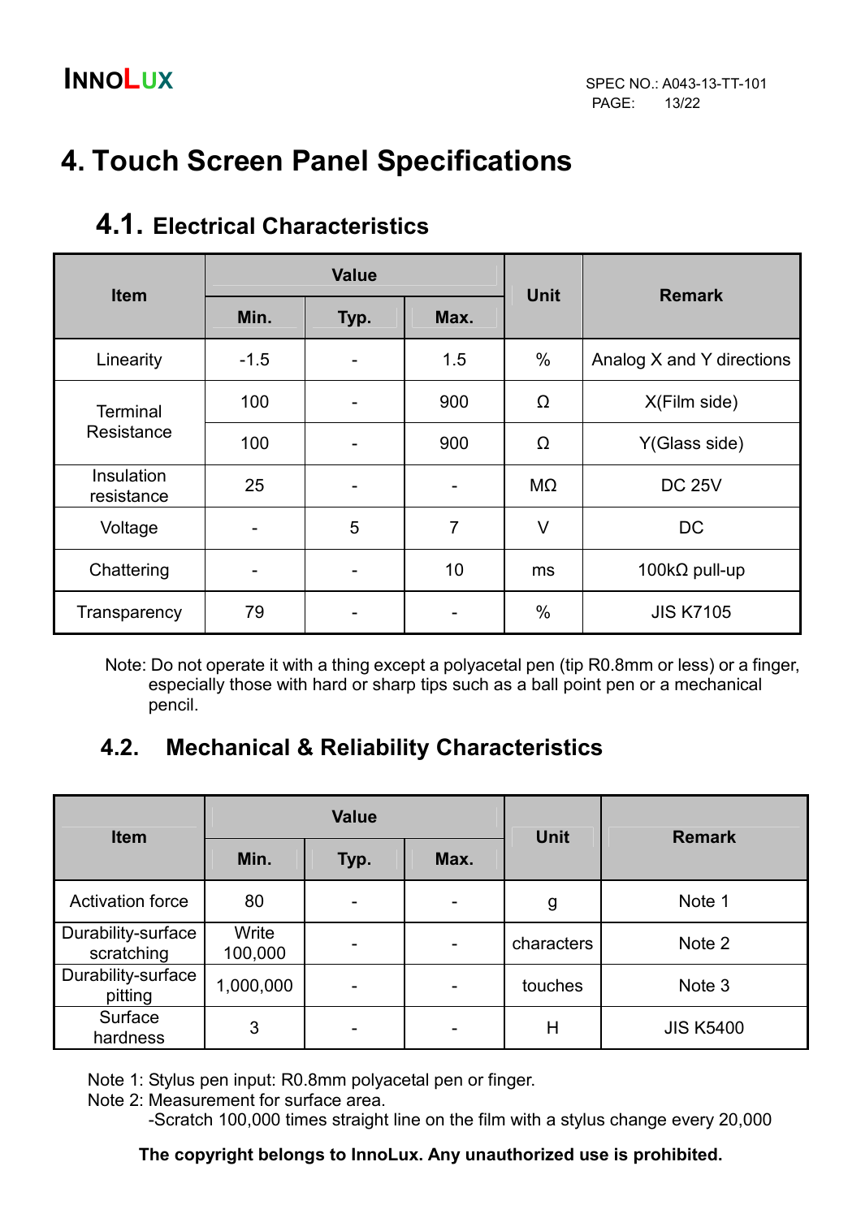# 4. Touch Screen Panel Specifications

## 4.1. Electrical Characteristics

| Item | Value | | | Unit | Remark |
|---|---|---|---|---|---|
| | Min. | Typ. | Max. | | |
| Linearity | -1.5 | - | 1.5 | % | Analog X and Y directions |
| Terminal Resistance | 100 | - | 900 | Ω | X(Film side) |
| | 100 | - | 900 | Ω | Y(Glass side) |
| Insulation resistance | 25 | - | - | MΩ | DC 25V |
| Voltage | - | 5 | 7 | V | DC |
| Chattering | - | - | 10 | ms | 100kΩ pull-up |
| Transparency | 79 | - | - | % | JIS K7105 |

Note: Do not operate it with a thing except a polyacetal pen (tip R0.8mm or less) or a finger, especially those with hard or sharp tips such as a ball point pen or a mechanical pencil.

## 4.2. Mechanical & Reliability Characteristics

| Item | Value | | | Unit | Remark |
|---|---|---|---|---|---|
| | Min. | Typ. | Max. | | |
| Activation force | 80 | - | - | g | Note 1 |
| Durability-surface scratching | Write 100,000 | - | - | characters | Note 2 |
| Durability-surface pitting | 1,000,000 | - | - | touches | Note 3 |
| Surface hardness | 3 | - | - | H | JIS K5400 |

Note 1: Stylus pen input: R0.8mm polyacetal pen or finger.

Note 2: Measurement for surface area.

-Scratch 100,000 times straight line on the film with a stylus change every 20,000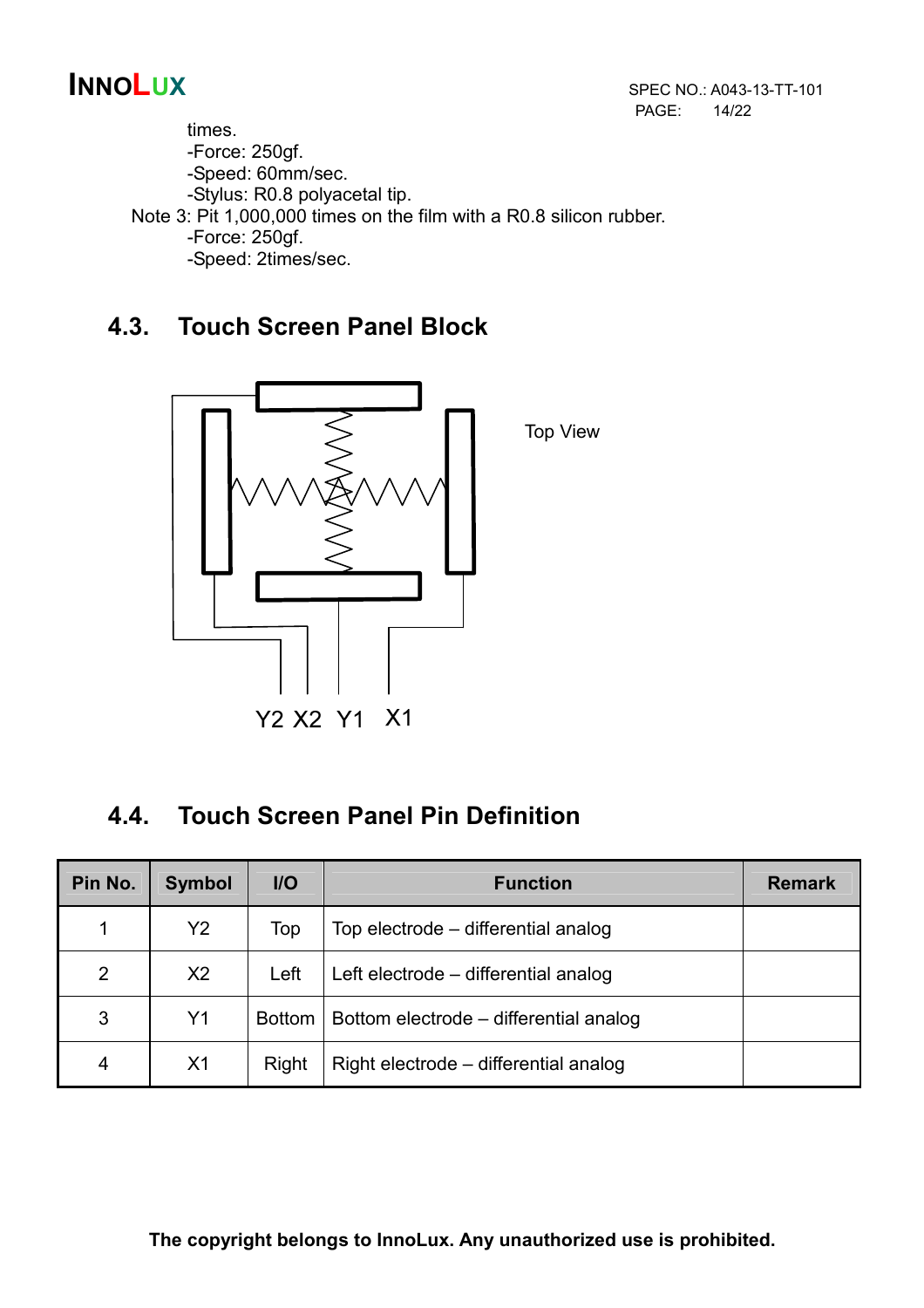times.
-Force: 250gf.
-Speed: 60mm/sec.
-Stylus: R0.8 polyacetal tip.

Note 3: Pit 1,000,000 times on the film with a R0.8 silicon rubber.
-Force: 250gf.
-Speed: 2times/sec.

## 4.3. Touch Screen Panel Block

Top View

Y2 X2 Y1 X1

## 4.4. Touch Screen Panel Pin Definition

| Pin No. | Symbol | I/O | Function | Remark |
|---|---|---|---|---|
| 1 | Y2 | Top | Top electrode – differential analog | |
| 2 | X2 | Left | Left electrode – differential analog | |
| 3 | Y1 | Bottom | Bottom electrode – differential analog | |
| 4 | X1 | Right | Right electrode – differential analog | |

**The copyright belongs to InnoLux. Any unauthorized use is prohibited.**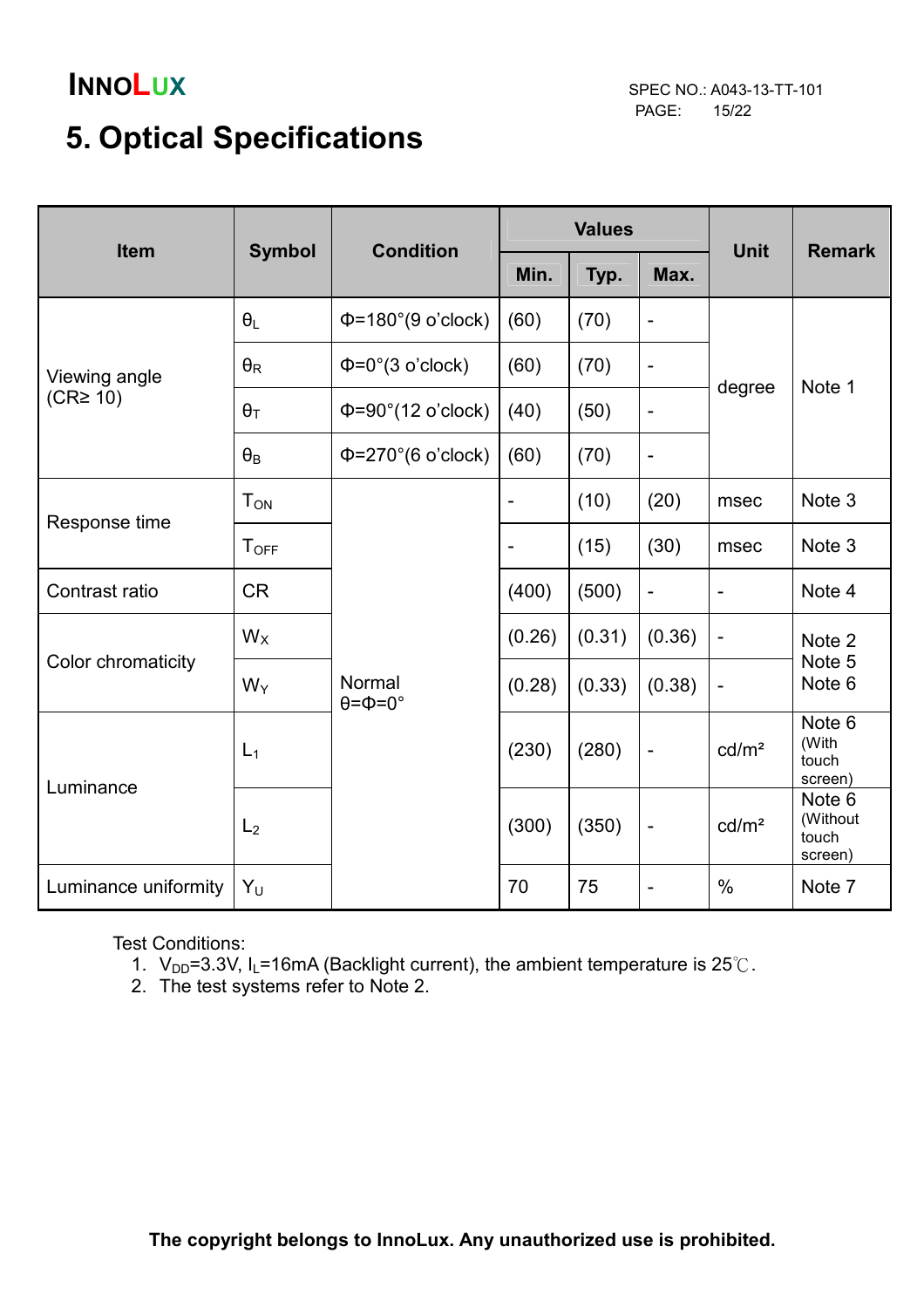# 5. Optical Specifications

| Item | Symbol | Condition | Values | | | Unit | Remark |
|---|---|---|---|---|---|---|---|
| | | | Min. | Typ. | Max. | | |
| Viewing angle (CR≥ 10) | $\theta_L$ | Φ=180°(9 o'clock) | (60) | (70) | - | degree | Note 1 |
| | $\theta_R$ | Φ=0°(3 o'clock) | (60) | (70) | - | | |
| | $\theta_T$ | Φ=90°(12 o'clock) | (40) | (50) | - | | |
| | $\theta_B$ | Φ=270°(6 o'clock) | (60) | (70) | - | | |
| Response time | $T_{ON}$ | Normal θ=Φ=0° | - | (10) | (20) | msec | Note 3 |
| | $T_{OFF}$ | | - | (15) | (30) | msec | Note 3 |
| Contrast ratio | CR | | (400) | (500) | - | - | Note 4 |
| Color chromaticity | $W_X$ | | (0.26) | (0.31) | (0.36) | - | Note 2 Note 5 Note 6 |
| | $W_Y$ | | (0.28) | (0.33) | (0.38) | - | |
| Luminance | $L_1$ | | (230) | (280) | - | cd/m² | Note 6 (With touch screen) |
| | $L_2$ | | (300) | (350) | - | cd/m² | Note 6 (Without touch screen) |
| Luminance uniformity | $Y_U$ | | 70 | 75 | - | % | Note 7 |

Test Conditions:
1. $V_{DD}$=3.3V, $I_L$=16mA (Backlight current), the ambient temperature is 25℃.
2. The test systems refer to Note 2.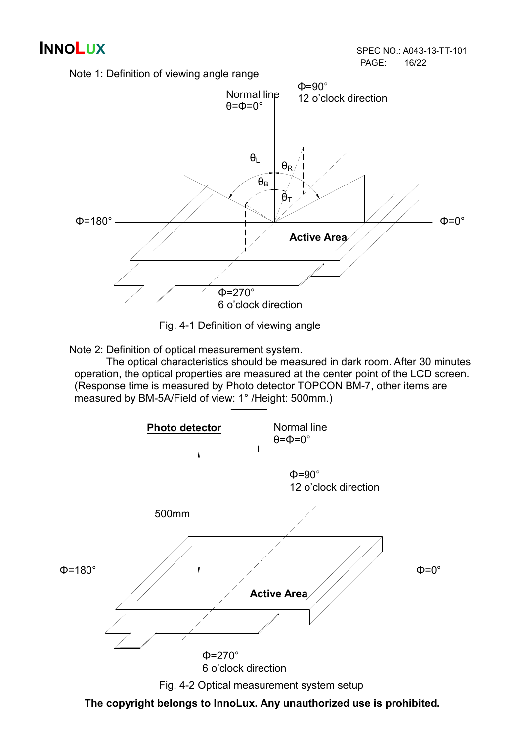Note 1: Definition of viewing angle range

Fig. 4-1 Definition of viewing angle

Note 2: Definition of optical measurement system.

The optical characteristics should be measured in dark room. After 30 minutes operation, the optical properties are measured at the center point of the LCD screen. (Response time is measured by Photo detector TOPCON BM-7, other items are measured by BM-5A/Field of view: 1° /Height: 500mm.)

Fig. 4-2 Optical measurement system setup

**The copyright belongs to InnoLux. Any unauthorized use is prohibited.**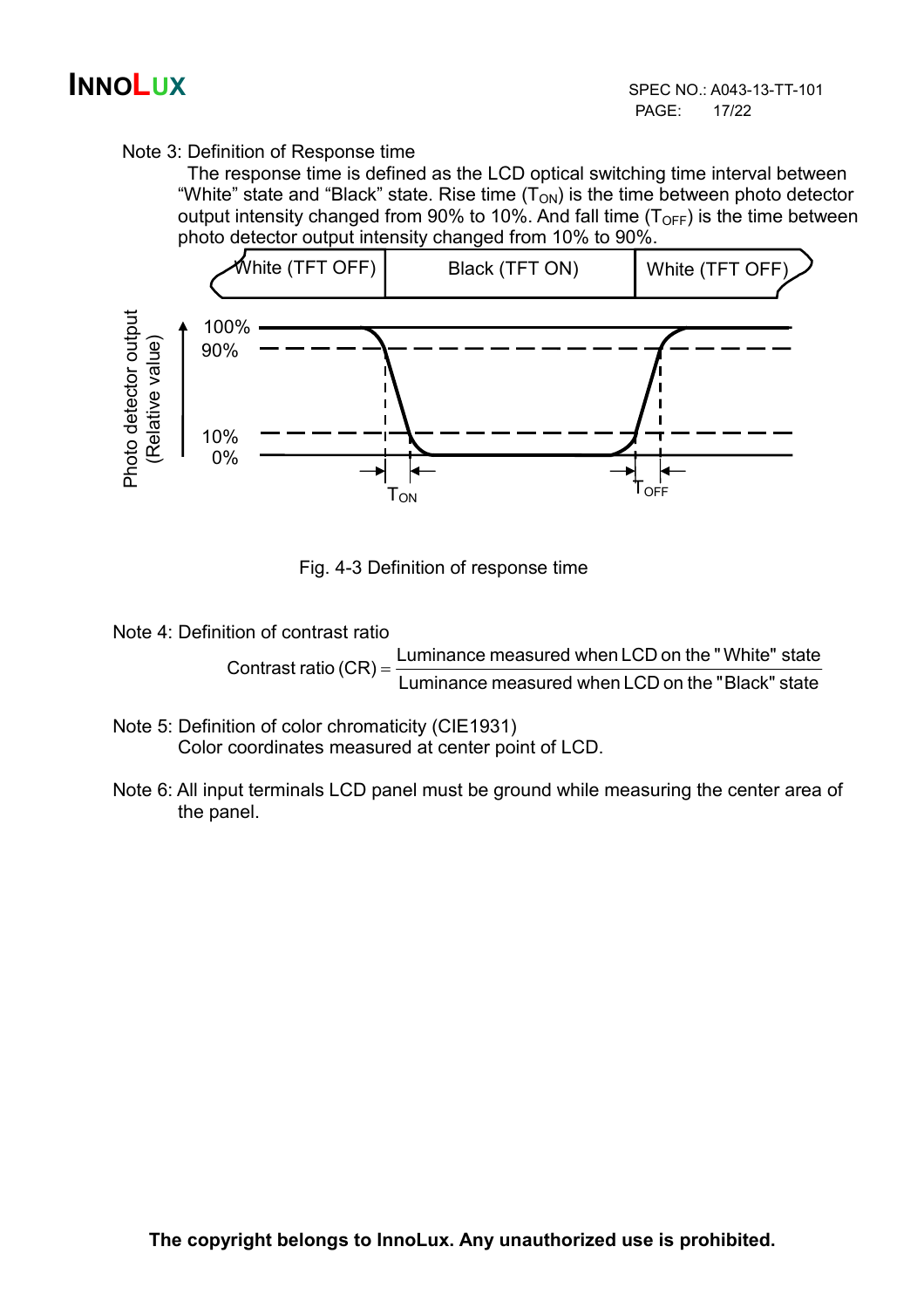Note 3: Definition of Response time

The response time is defined as the LCD optical switching time interval between “White” state and “Black” state. Rise time ($T_{ON}$) is the time between photo detector output intensity changed from 90% to 10%. And fall time ($T_{OFF}$) is the time between photo detector output intensity changed from 10% to 90%.

Fig. 4-3 Definition of response time

Note 4: Definition of contrast ratio

$$\text{Contrast ratio (CR)} = \frac{\text{Luminance measured when LCD on the "White" state}}{\text{Luminance measured when LCD on the "Black" state}}$$

Note 5: Definition of color chromaticity (CIE1931)

Color coordinates measured at center point of LCD.

Note 6: All input terminals LCD panel must be ground while measuring the center area of the panel.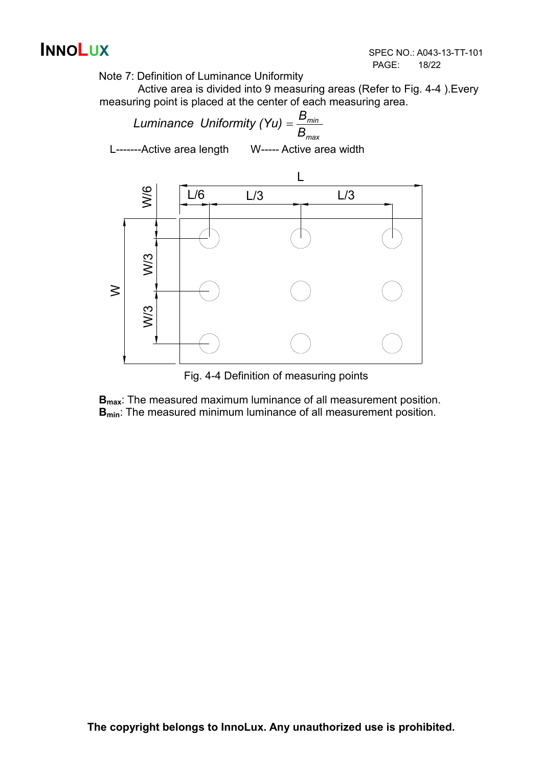Note 7: Definition of Luminance Uniformity

Active area is divided into 9 measuring areas (Refer to Fig. 4-4 ).Every measuring point is placed at the center of each measuring area.

$$Luminance\ \ Uniformity\ (Yu) = \frac{B_{min}}{B_{max}}$$

L-------Active area length W----- Active area width

Fig. 4-4 Definition of measuring points

**$B_{max}$**: The measured maximum luminance of all measurement position.
**$B_{min}$**: The measured minimum luminance of all measurement position.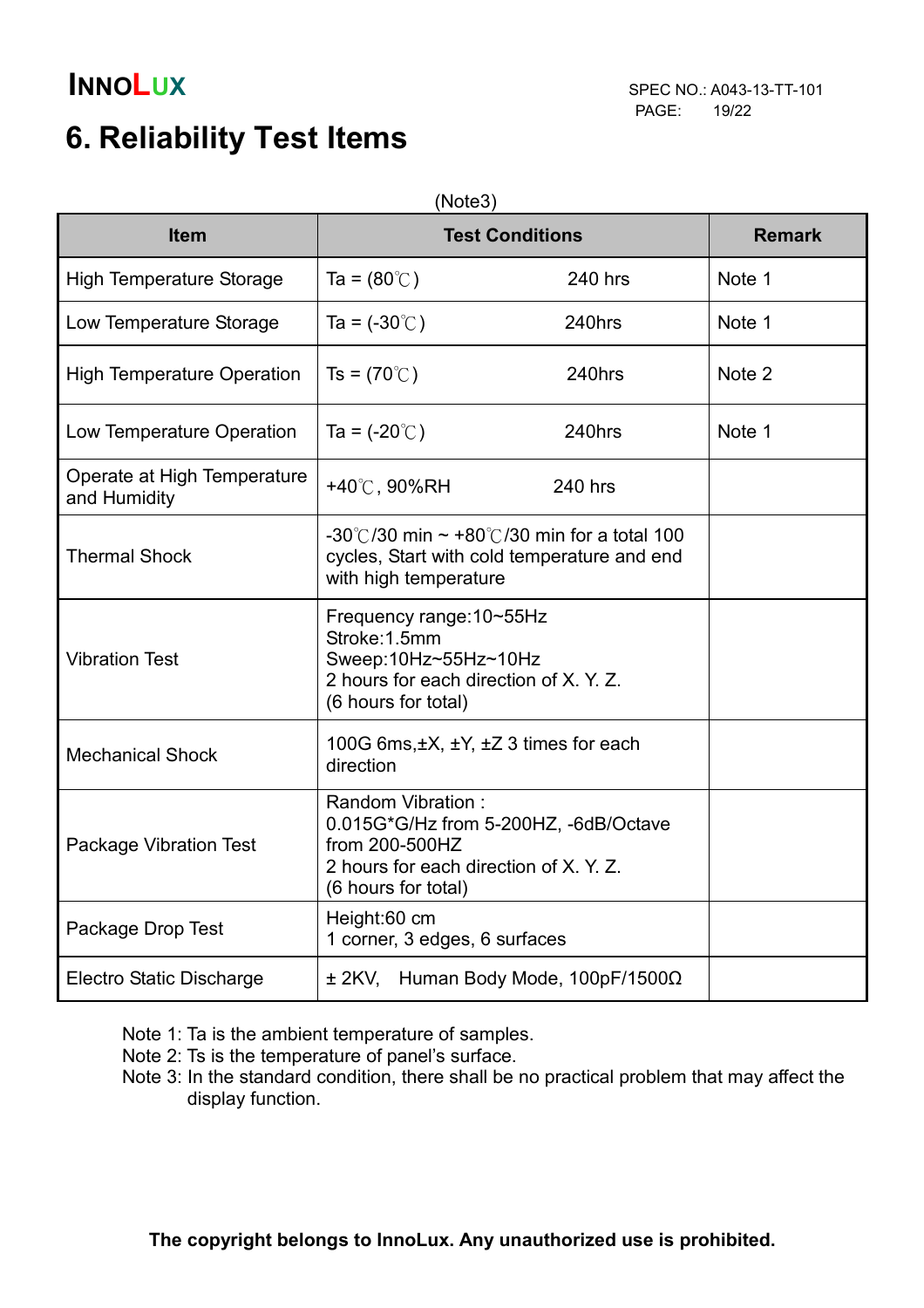# 6. Reliability Test Items

(Note3)

| Item | Test Conditions | Remark |
|---|---|---|
| High Temperature Storage | Ta = (80℃) 240 hrs | Note 1 |
| Low Temperature Storage | Ta = (-30℃) 240hrs | Note 1 |
| High Temperature Operation | Ts = (70℃) 240hrs | Note 2 |
| Low Temperature Operation | Ta = (-20℃) 240hrs | Note 1 |
| Operate at High Temperature and Humidity | +40℃, 90%RH 240 hrs | |
| Thermal Shock | -30℃/30 min ~ +80℃/30 min for a total 100 cycles, Start with cold temperature and end with high temperature | |
| Vibration Test | Frequency range:10~55Hz<br>Stroke:1.5mm<br>Sweep:10Hz~55Hz~10Hz<br>2 hours for each direction of X. Y. Z.<br>(6 hours for total) | |
| Mechanical Shock | 100G 6ms,±X, ±Y, ±Z 3 times for each direction | |
| Package Vibration Test | Random Vibration :<br>0.015G*G/Hz from 5-200HZ, -6dB/Octave from 200-500HZ<br>2 hours for each direction of X. Y. Z.<br>(6 hours for total) | |
| Package Drop Test | Height:60 cm<br>1 corner, 3 edges, 6 surfaces | |
| Electro Static Discharge | ± 2KV, Human Body Mode, 100pF/1500Ω | |

Note 1: Ta is the ambient temperature of samples.
Note 2: Ts is the temperature of panel's surface.
Note 3: In the standard condition, there shall be no practical problem that may affect the display function.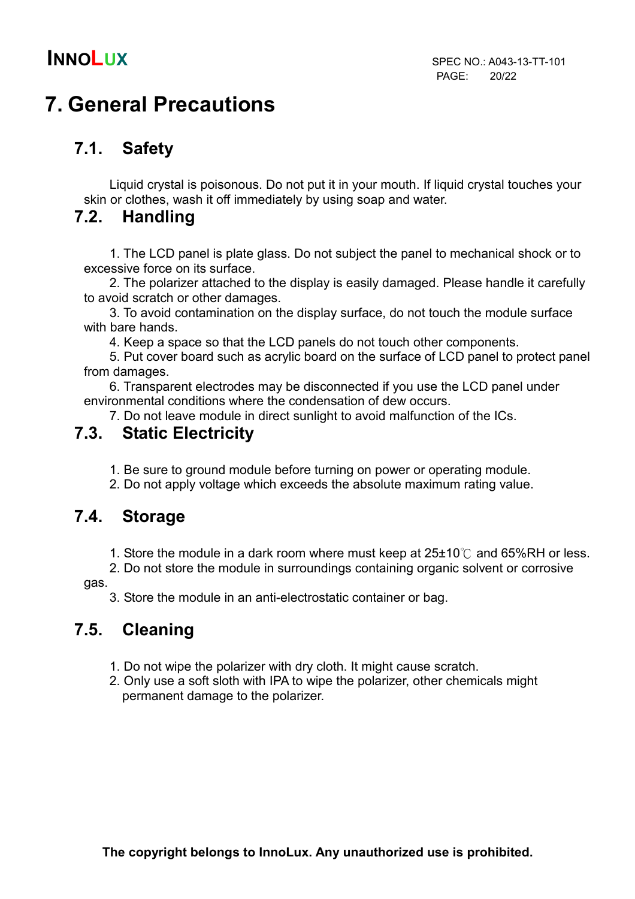# 7. General Precautions

## 7.1. Safety

Liquid crystal is poisonous. Do not put it in your mouth. If liquid crystal touches your skin or clothes, wash it off immediately by using soap and water.

## 7.2. Handling

1. The LCD panel is plate glass. Do not subject the panel to mechanical shock or to excessive force on its surface.
2. The polarizer attached to the display is easily damaged. Please handle it carefully to avoid scratch or other damages.
3. To avoid contamination on the display surface, do not touch the module surface with bare hands.
4. Keep a space so that the LCD panels do not touch other components.
5. Put cover board such as acrylic board on the surface of LCD panel to protect panel from damages.
6. Transparent electrodes may be disconnected if you use the LCD panel under environmental conditions where the condensation of dew occurs.
7. Do not leave module in direct sunlight to avoid malfunction of the ICs.

## 7.3. Static Electricity

1. Be sure to ground module before turning on power or operating module.
2. Do not apply voltage which exceeds the absolute maximum rating value.

## 7.4. Storage

1. Store the module in a dark room where must keep at 25±10℃ and 65%RH or less.
2. Do not store the module in surroundings containing organic solvent or corrosive gas.
3. Store the module in an anti-electrostatic container or bag.

## 7.5. Cleaning

1. Do not wipe the polarizer with dry cloth. It might cause scratch.
2. Only use a soft sloth with IPA to wipe the polarizer, other chemicals might permanent damage to the polarizer.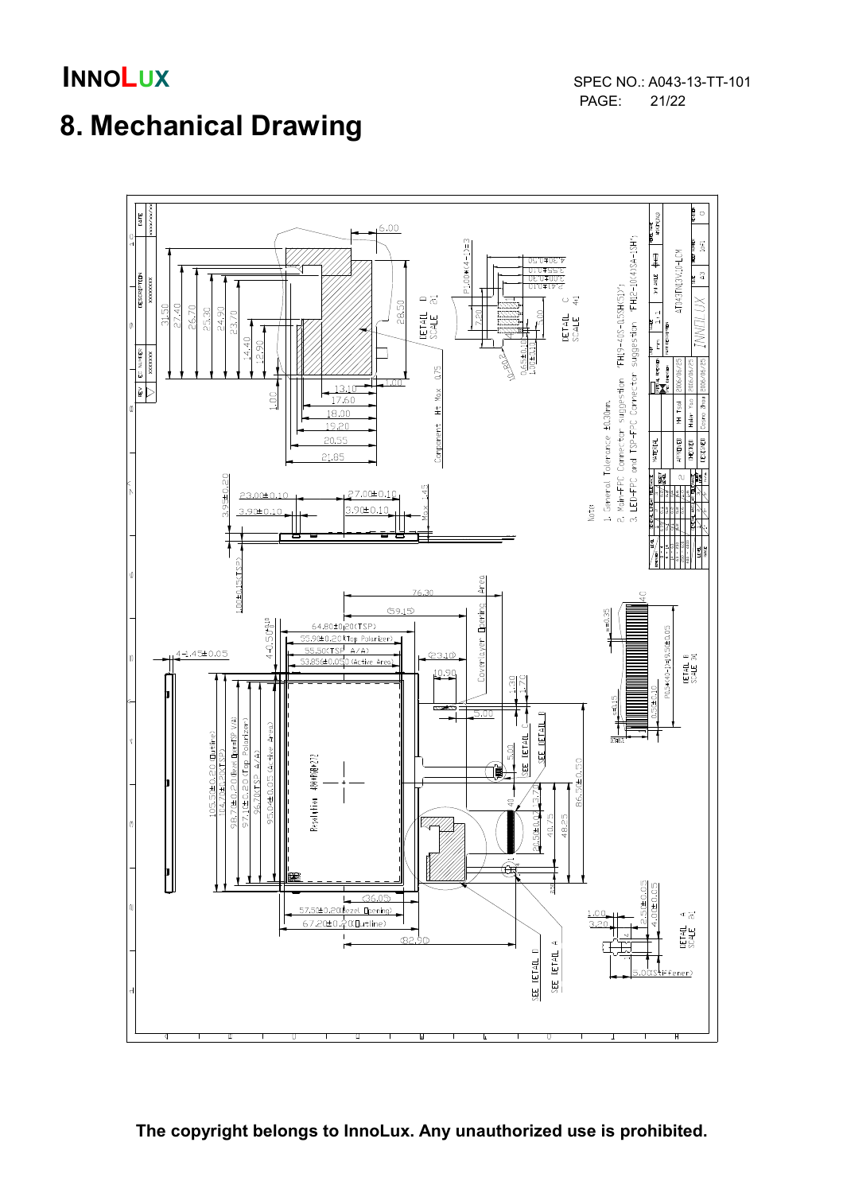# 8. Mechanical Drawing

The copyright belongs to InnoLux. Any unauthorized use is prohibited.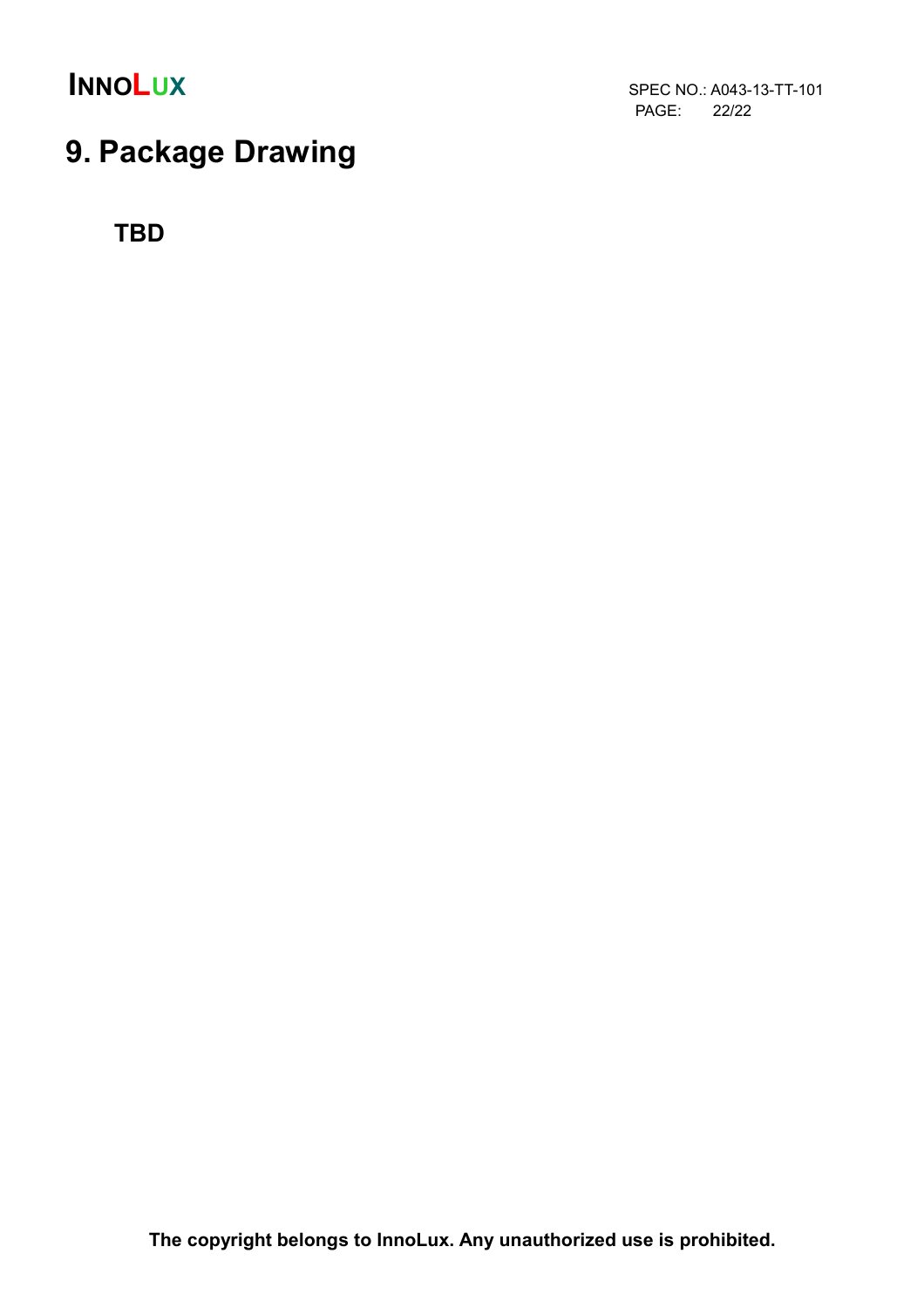# 9. Package Drawing

**TBD**